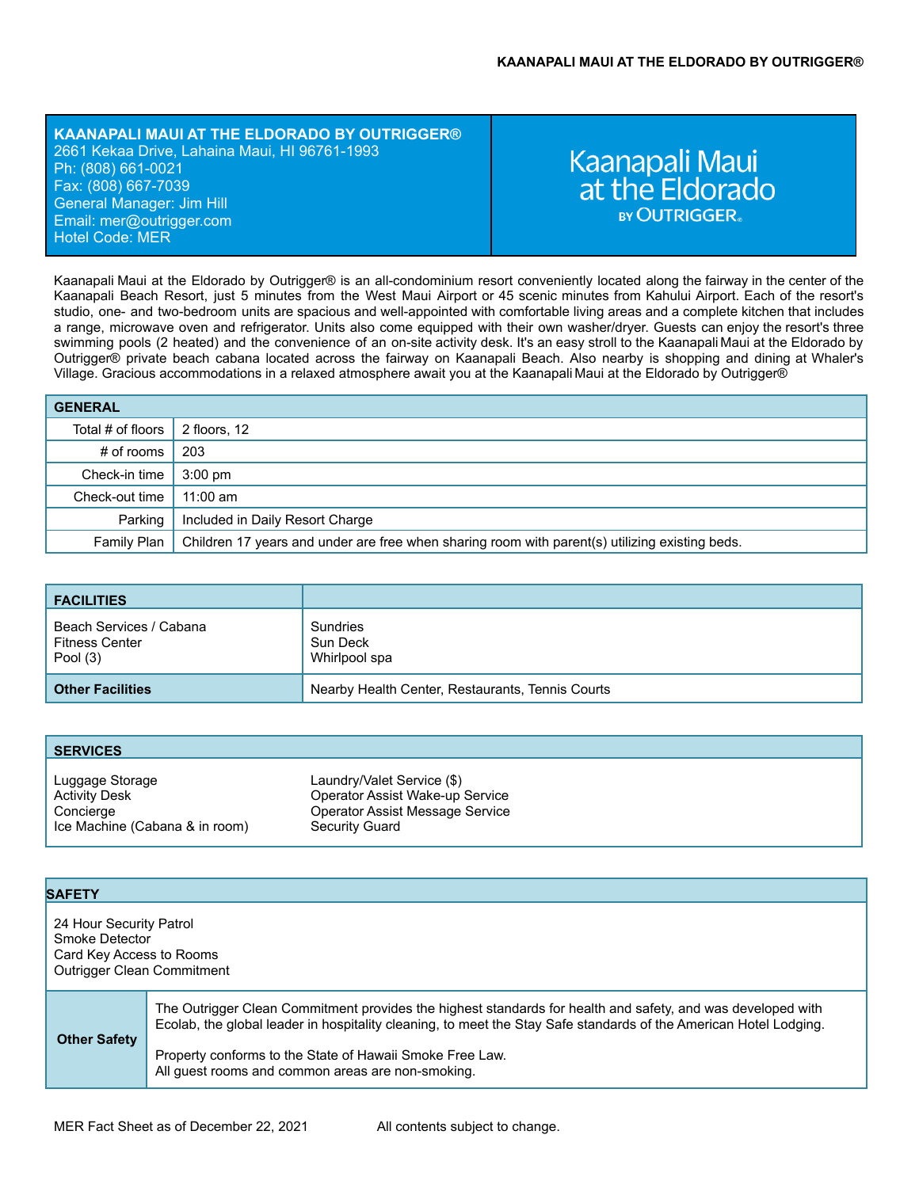# KAANAPALI MAUI AT THE ELDORADO BY OUTRIGGER®

**KAANAPALI MAUI AT THE ELDORADO BY OUTRIGGER®**
2661 Kekaa Drive, Lahaina Maui, HI 96761-1993
Ph: (808) 661-0021
Fax: (808) 667-7039
General Manager: Jim Hill
Email: mer@outrigger.com
Hotel Code: MER

Kaanapali Maui at the Eldorado BY OUTRIGGER®

Kaanapali Maui at the Eldorado by Outrigger® is an all-condominium resort conveniently located along the fairway in the center of the Kaanapali Beach Resort, just 5 minutes from the West Maui Airport or 45 scenic minutes from Kahului Airport. Each of the resort's studio, one- and two-bedroom units are spacious and well-appointed with comfortable living areas and a complete kitchen that includes a range, microwave oven and refrigerator. Units also come equipped with their own washer/dryer. Guests can enjoy the resort's three swimming pools (2 heated) and the convenience of an on-site activity desk. It's an easy stroll to the Kaanapali Maui at the Eldorado by Outrigger® private beach cabana located across the fairway on Kaanapali Beach. Also nearby is shopping and dining at Whaler's Village. Gracious accommodations in a relaxed atmosphere await you at the Kaanapali Maui at the Eldorado by Outrigger®

| GENERAL | |
|---|---|
| Total # of floors | 2 floors, 12 |
| # of rooms | 203 |
| Check-in time | 3:00 pm |
| Check-out time | 11:00 am |
| Parking | Included in Daily Resort Charge |
| Family Plan | Children 17 years and under are free when sharing room with parent(s) utilizing existing beds. |

| FACILITIES | |
|---|---|
| Beach Services / Cabana<br>Fitness Center<br>Pool (3) | Sundries<br>Sun Deck<br>Whirlpool spa |
| **Other Facilities** | Nearby Health Center, Restaurants, Tennis Courts |

| SERVICES | |
|---|---|
| Luggage Storage<br>Activity Desk<br>Concierge<br>Ice Machine (Cabana & in room) | Laundry/Valet Service ($)<br>Operator Assist Wake-up Service<br>Operator Assist Message Service<br>Security Guard |

| SAFETY | |
|---|---|
| 24 Hour Security Patrol<br>Smoke Detector<br>Card Key Access to Rooms<br>Outrigger Clean Commitment | |
| **Other Safety** | The Outrigger Clean Commitment provides the highest standards for health and safety, and was developed with Ecolab, the global leader in hospitality cleaning, to meet the Stay Safe standards of the American Hotel Lodging.<br><br>Property conforms to the State of Hawaii Smoke Free Law.<br>All guest rooms and common areas are non-smoking. |

MER Fact Sheet as of December 22, 2021 All contents subject to change.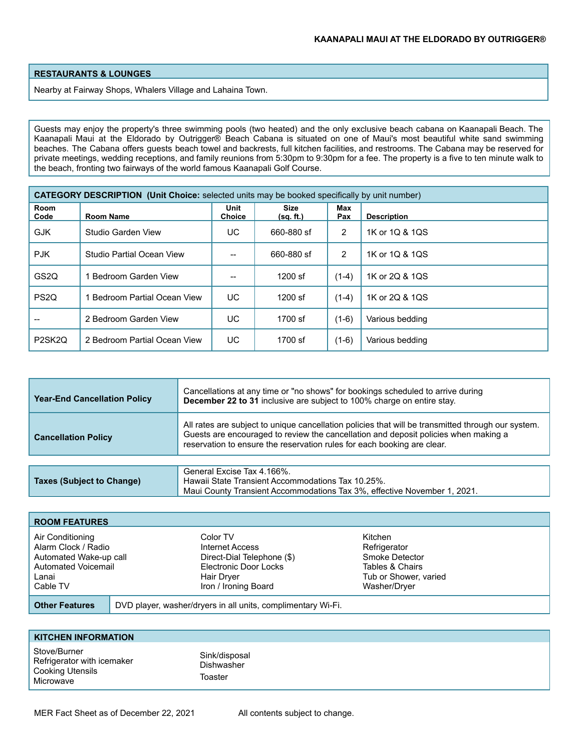## KAANAPALI MAUI AT THE ELDORADO BY OUTRIGGER®

| RESTAURANTS & LOUNGES |
|---|
| Nearby at Fairway Shops, Whalers Village and Lahaina Town. |

Guests may enjoy the property's three swimming pools (two heated) and the only exclusive beach cabana on Kaanapali Beach. The Kaanapali Maui at the Eldorado by Outrigger® Beach Cabana is situated on one of Maui's most beautiful white sand swimming beaches. The Cabana offers guests beach towel and backrests, full kitchen facilities, and restrooms. The Cabana may be reserved for private meetings, wedding receptions, and family reunions from 5:30pm to 9:30pm for a fee. The property is a five to ten minute walk to the beach, fronting two fairways of the world famous Kaanapali Golf Course.

**CATEGORY DESCRIPTION (Unit Choice:** selected units may be booked specifically by unit number)

| Room Code | Room Name | Unit Choice | Size (sq. ft.) | Max Pax | Description |
|---|---|---|---|---|---|
| GJK | Studio Garden View | UC | 660-880 sf | 2 | 1K or 1Q & 1QS |
| PJK | Studio Partial Ocean View | -- | 660-880 sf | 2 | 1K or 1Q & 1QS |
| GS2Q | 1 Bedroom Garden View | -- | 1200 sf | (1-4) | 1K or 2Q & 1QS |
| PS2Q | 1 Bedroom Partial Ocean View | UC | 1200 sf | (1-4) | 1K or 2Q & 1QS |
| -- | 2 Bedroom Garden View | UC | 1700 sf | (1-6) | Various bedding |
| P2SK2Q | 2 Bedroom Partial Ocean View | UC | 1700 sf | (1-6) | Various bedding |

| | |
|---|---|
| **Year-End Cancellation Policy** | Cancellations at any time or "no shows" for bookings scheduled to arrive during **December 22 to 31** inclusive are subject to 100% charge on entire stay. |
| **Cancellation Policy** | All rates are subject to unique cancellation policies that will be transmitted through our system. Guests are encouraged to review the cancellation and deposit policies when making a reservation to ensure the reservation rules for each booking are clear. |

| | |
|---|---|
| **Taxes (Subject to Change)** | General Excise Tax 4.166%.<br>Hawaii State Transient Accommodations Tax 10.25%.<br>Maui County Transient Accommodations Tax 3%, effective November 1, 2021. |

### ROOM FEATURES

| | | |
|---|---|---|
| Air Conditioning | Color TV | Kitchen |
| Alarm Clock / Radio | Internet Access | Refrigerator |
| Automated Wake-up call | Direct-Dial Telephone ($) | Smoke Detector |
| Automated Voicemail | Electronic Door Locks | Tables & Chairs |
| Lanai | Hair Dryer | Tub or Shower, varied |
| Cable TV | Iron / Ironing Board | Washer/Dryer |

**Other Features:** DVD player, washer/dryers in all units, complimentary Wi-Fi.

### KITCHEN INFORMATION

| | |
|---|---|
| Stove/Burner | Sink/disposal |
| Refrigerator with icemaker | Dishwasher |
| Cooking Utensils | Toaster |
| Microwave | |

MER Fact Sheet as of December 22, 2021 All contents subject to change.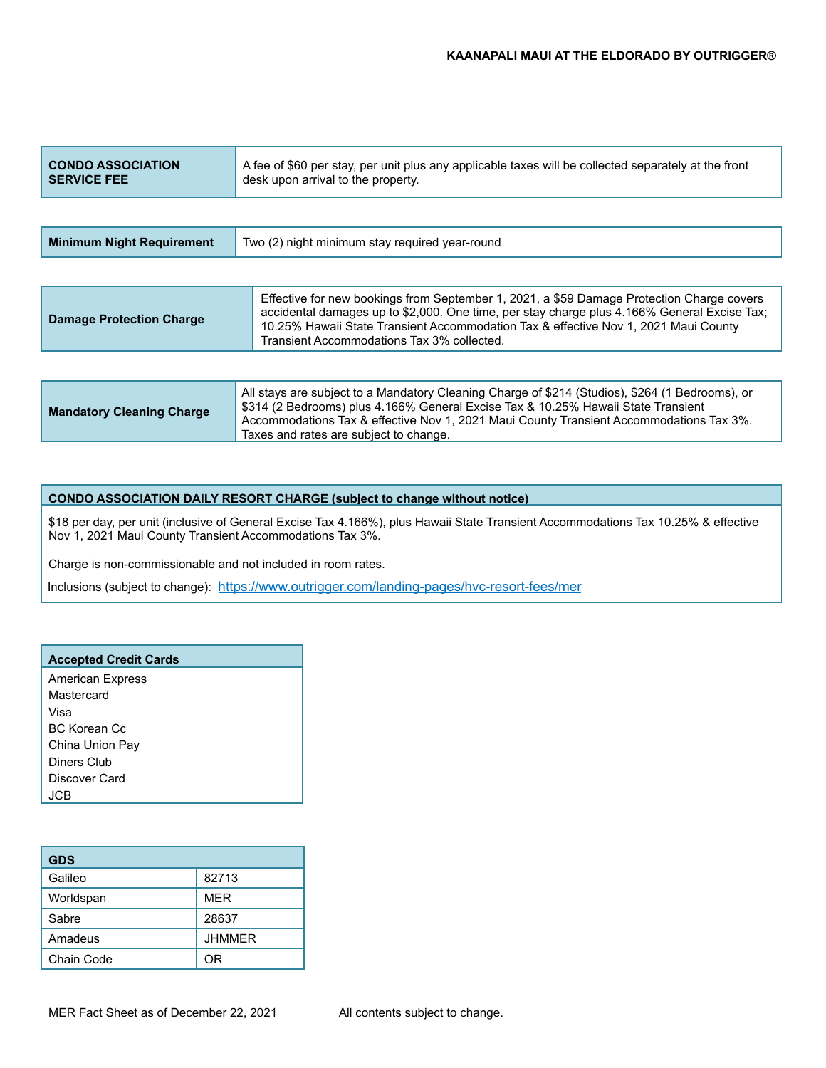| CONDO ASSOCIATION SERVICE FEE | A fee of $60 per stay, per unit plus any applicable taxes will be collected separately at the front desk upon arrival to the property. |
|---|---|

| Minimum Night Requirement | Two (2) night minimum stay required year-round |
|---|---|

| Damage Protection Charge | Effective for new bookings from September 1, 2021, a $59 Damage Protection Charge covers accidental damages up to $2,000. One time, per stay charge plus 4.166% General Excise Tax; 10.25% Hawaii State Transient Accommodation Tax & effective Nov 1, 2021 Maui County Transient Accommodations Tax 3% collected. |
|---|---|

| Mandatory Cleaning Charge | All stays are subject to a Mandatory Cleaning Charge of $214 (Studios), $264 (1 Bedrooms), or $314 (2 Bedrooms) plus 4.166% General Excise Tax & 10.25% Hawaii State Transient Accommodations Tax & effective Nov 1, 2021 Maui County Transient Accommodations Tax 3%. Taxes and rates are subject to change. |
|---|---|

**CONDO ASSOCIATION DAILY RESORT CHARGE (subject to change without notice)**

$18 per day, per unit (inclusive of General Excise Tax 4.166%), plus Hawaii State Transient Accommodations Tax 10.25% & effective Nov 1, 2021 Maui County Transient Accommodations Tax 3%.

Charge is non-commissionable and not included in room rates.

Inclusions (subject to change): [https://www.outrigger.com/landing-pages/hvc-resort-fees/mer](https://www.outrigger.com/landing-pages/hvc-resort-fees/mer)

| Accepted Credit Cards |
|---|
| American Express |
| Mastercard |
| Visa |
| BC Korean Cc |
| China Union Pay |
| Diners Club |
| Discover Card |
| JCB |

| GDS | |
|---|---|
| Galileo | 82713 |
| Worldspan | MER |
| Sabre | 28637 |
| Amadeus | JHMMER |
| Chain Code | OR |

MER Fact Sheet as of December 22, 2021 All contents subject to change.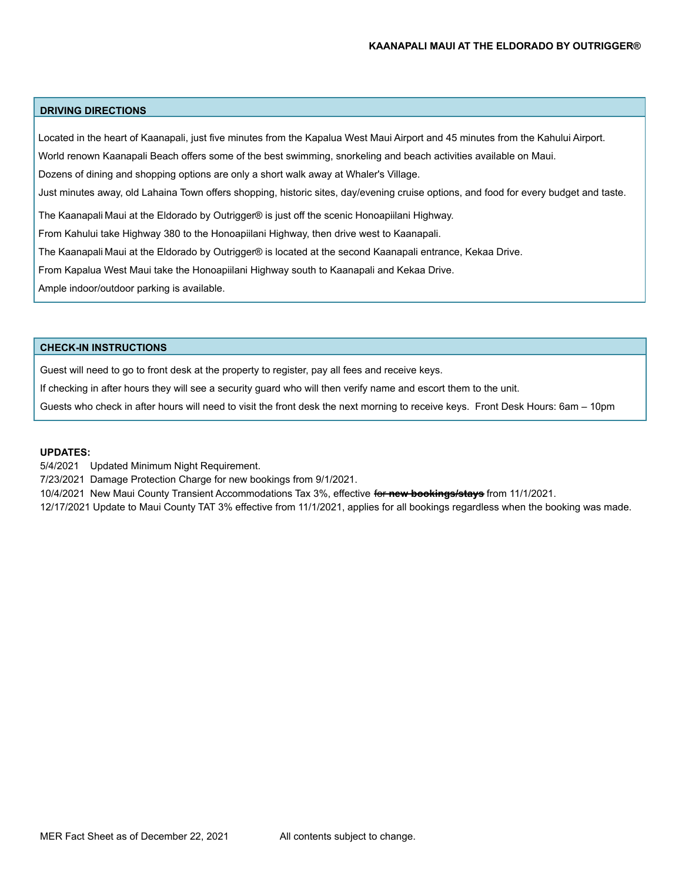## DRIVING DIRECTIONS

Located in the heart of Kaanapali, just five minutes from the Kapalua West Maui Airport and 45 minutes from the Kahului Airport.

World renown Kaanapali Beach offers some of the best swimming, snorkeling and beach activities available on Maui.

Dozens of dining and shopping options are only a short walk away at Whaler's Village.

Just minutes away, old Lahaina Town offers shopping, historic sites, day/evening cruise options, and food for every budget and taste.

The Kaanapali Maui at the Eldorado by Outrigger® is just off the scenic Honoapiilani Highway.

From Kahului take Highway 380 to the Honoapiilani Highway, then drive west to Kaanapali.

The Kaanapali Maui at the Eldorado by Outrigger® is located at the second Kaanapali entrance, Kekaa Drive.

From Kapalua West Maui take the Honoapiilani Highway south to Kaanapali and Kekaa Drive.

Ample indoor/outdoor parking is available.

## CHECK-IN INSTRUCTIONS

Guest will need to go to front desk at the property to register, pay all fees and receive keys.

If checking in after hours they will see a security guard who will then verify name and escort them to the unit.

Guests who check in after hours will need to visit the front desk the next morning to receive keys. Front Desk Hours: 6am – 10pm

**UPDATES:**

5/4/2021 Updated Minimum Night Requirement.

7/23/2021 Damage Protection Charge for new bookings from 9/1/2021.

10/4/2021 New Maui County Transient Accommodations Tax 3%, effective ~~for **new bookings/stays**~~ from 11/1/2021.

12/17/2021 Update to Maui County TAT 3% effective from 11/1/2021, applies for all bookings regardless when the booking was made.

MER Fact Sheet as of December 22, 2021 All contents subject to change.